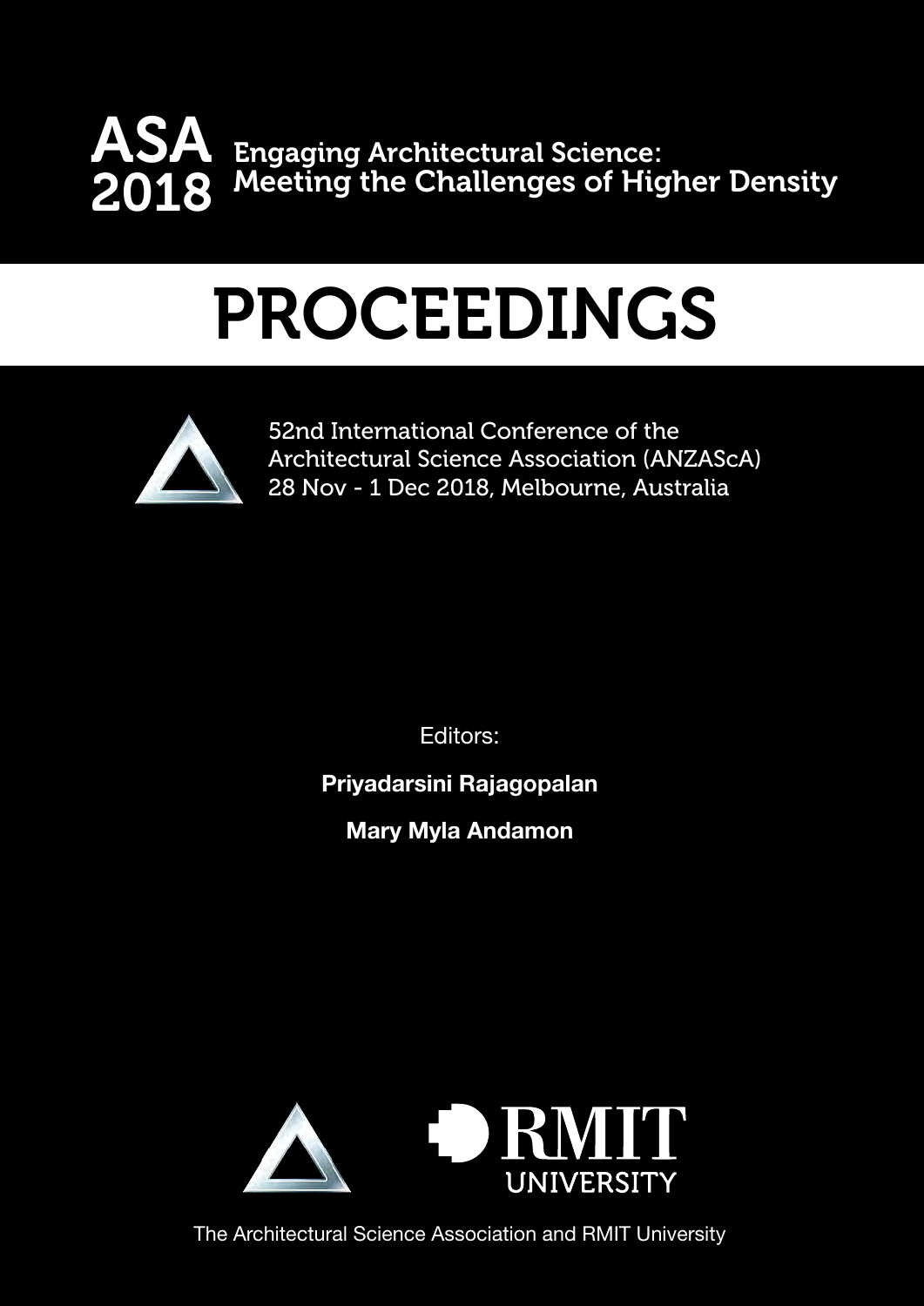# ASA 2018

## Engaging Architectural Science: Meeting the Challenges of Higher Density

# PROCEEDINGS

52nd International Conference of the Architectural Science Association (ANZAScA)
28 Nov - 1 Dec 2018, Melbourne, Australia

Editors:

**Priyadarsini Rajagopalan**

**Mary Myla Andamon**

RMIT UNIVERSITY

The Architectural Science Association and RMIT University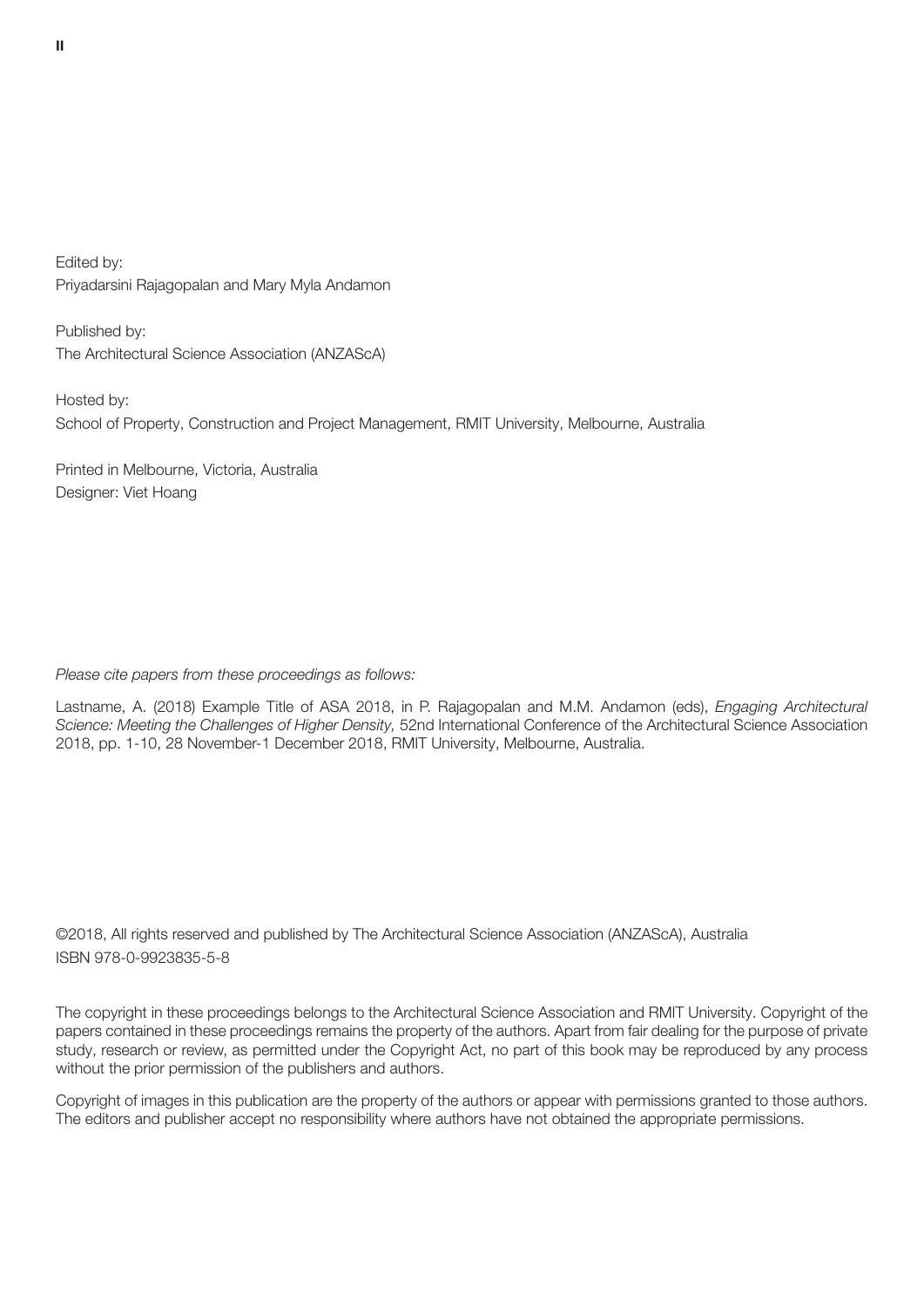Edited by:
Priyadarsini Rajagopalan and Mary Myla Andamon

Published by:
The Architectural Science Association (ANZAScA)

Hosted by:
School of Property, Construction and Project Management, RMIT University, Melbourne, Australia

Printed in Melbourne, Victoria, Australia
Designer: Viet Hoang

*Please cite papers from these proceedings as follows:*

Lastname, A. (2018) Example Title of ASA 2018, in P. Rajagopalan and M.M. Andamon (eds), *Engaging Architectural Science: Meeting the Challenges of Higher Density,* 52nd International Conference of the Architectural Science Association 2018, pp. 1-10, 28 November-1 December 2018, RMIT University, Melbourne, Australia.

©2018, All rights reserved and published by The Architectural Science Association (ANZAScA), Australia
ISBN 978-0-9923835-5-8

The copyright in these proceedings belongs to the Architectural Science Association and RMIT University. Copyright of the papers contained in these proceedings remains the property of the authors. Apart from fair dealing for the purpose of private study, research or review, as permitted under the Copyright Act, no part of this book may be reproduced by any process without the prior permission of the publishers and authors.

Copyright of images in this publication are the property of the authors or appear with permissions granted to those authors. The editors and publisher accept no responsibility where authors have not obtained the appropriate permissions.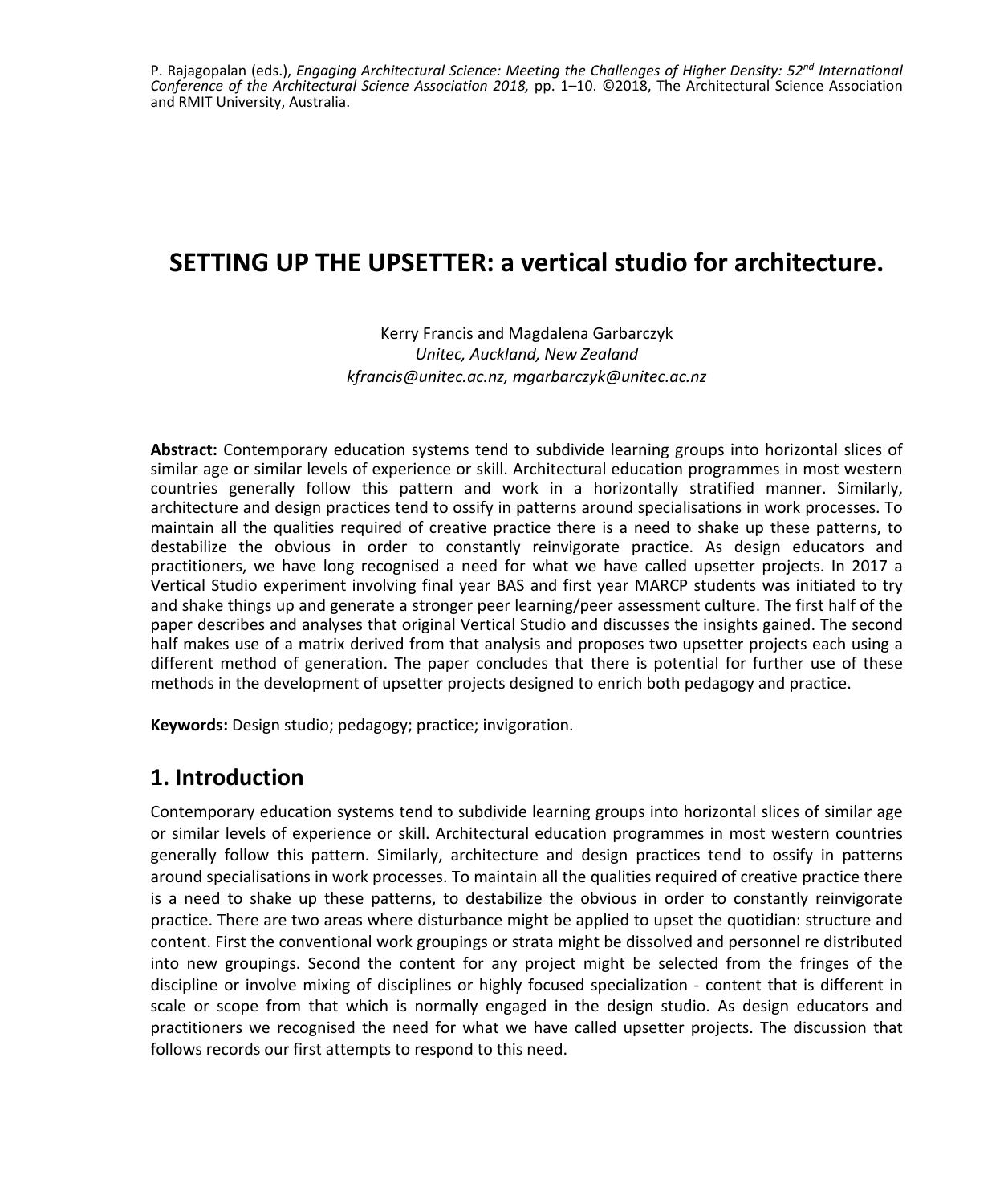# SETTING UP THE UPSETTER: a vertical studio for architecture.

Kerry Francis and Magdalena Garbarczyk

*Unitec, Auckland, New Zealand*

*kfrancis@unitec.ac.nz, mgarbarczyk@unitec.ac.nz*

**Abstract:** Contemporary education systems tend to subdivide learning groups into horizontal slices of similar age or similar levels of experience or skill. Architectural education programmes in most western countries generally follow this pattern and work in a horizontally stratified manner. Similarly, architecture and design practices tend to ossify in patterns around specialisations in work processes. To maintain all the qualities required of creative practice there is a need to shake up these patterns, to destabilize the obvious in order to constantly reinvigorate practice. As design educators and practitioners, we have long recognised a need for what we have called upsetter projects. In 2017 a Vertical Studio experiment involving final year BAS and first year MARCP students was initiated to try and shake things up and generate a stronger peer learning/peer assessment culture. The first half of the paper describes and analyses that original Vertical Studio and discusses the insights gained. The second half makes use of a matrix derived from that analysis and proposes two upsetter projects each using a different method of generation. The paper concludes that there is potential for further use of these methods in the development of upsetter projects designed to enrich both pedagogy and practice.

**Keywords:** Design studio; pedagogy; practice; invigoration.

## 1. Introduction

Contemporary education systems tend to subdivide learning groups into horizontal slices of similar age or similar levels of experience or skill. Architectural education programmes in most western countries generally follow this pattern. Similarly, architecture and design practices tend to ossify in patterns around specialisations in work processes. To maintain all the qualities required of creative practice there is a need to shake up these patterns, to destabilize the obvious in order to constantly reinvigorate practice. There are two areas where disturbance might be applied to upset the quotidian: structure and content. First the conventional work groupings or strata might be dissolved and personnel re distributed into new groupings. Second the content for any project might be selected from the fringes of the discipline or involve mixing of disciplines or highly focused specialization - content that is different in scale or scope from that which is normally engaged in the design studio. As design educators and practitioners we recognised the need for what we have called upsetter projects. The discussion that follows records our first attempts to respond to this need.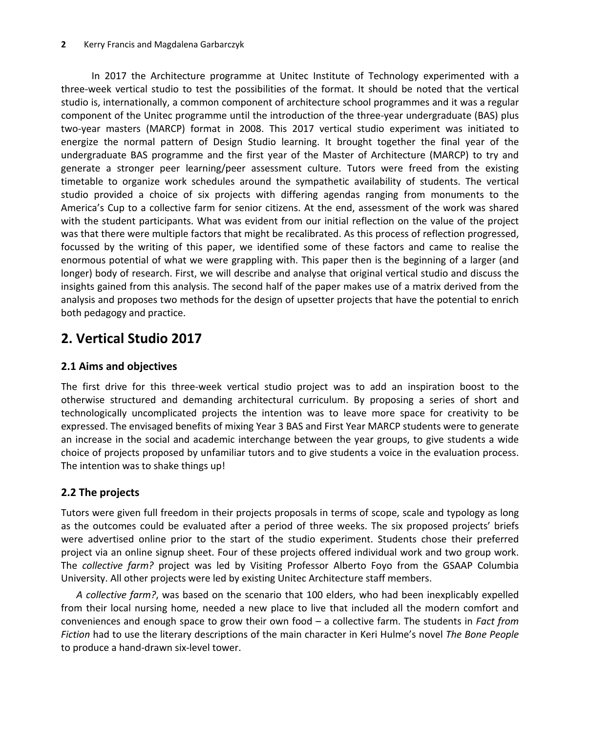In 2017 the Architecture programme at Unitec Institute of Technology experimented with a three-week vertical studio to test the possibilities of the format. It should be noted that the vertical studio is, internationally, a common component of architecture school programmes and it was a regular component of the Unitec programme until the introduction of the three-year undergraduate (BAS) plus two-year masters (MARCP) format in 2008. This 2017 vertical studio experiment was initiated to energize the normal pattern of Design Studio learning. It brought together the final year of the undergraduate BAS programme and the first year of the Master of Architecture (MARCP) to try and generate a stronger peer learning/peer assessment culture. Tutors were freed from the existing timetable to organize work schedules around the sympathetic availability of students. The vertical studio provided a choice of six projects with differing agendas ranging from monuments to the America's Cup to a collective farm for senior citizens. At the end, assessment of the work was shared with the student participants. What was evident from our initial reflection on the value of the project was that there were multiple factors that might be recalibrated. As this process of reflection progressed, focussed by the writing of this paper, we identified some of these factors and came to realise the enormous potential of what we were grappling with. This paper then is the beginning of a larger (and longer) body of research. First, we will describe and analyse that original vertical studio and discuss the insights gained from this analysis. The second half of the paper makes use of a matrix derived from the analysis and proposes two methods for the design of upsetter projects that have the potential to enrich both pedagogy and practice.

## 2. Vertical Studio 2017

### 2.1 Aims and objectives

The first drive for this three-week vertical studio project was to add an inspiration boost to the otherwise structured and demanding architectural curriculum. By proposing a series of short and technologically uncomplicated projects the intention was to leave more space for creativity to be expressed. The envisaged benefits of mixing Year 3 BAS and First Year MARCP students were to generate an increase in the social and academic interchange between the year groups, to give students a wide choice of projects proposed by unfamiliar tutors and to give students a voice in the evaluation process. The intention was to shake things up!

### 2.2 The projects

Tutors were given full freedom in their projects proposals in terms of scope, scale and typology as long as the outcomes could be evaluated after a period of three weeks. The six proposed projects' briefs were advertised online prior to the start of the studio experiment. Students chose their preferred project via an online signup sheet. Four of these projects offered individual work and two group work. The *collective farm?* project was led by Visiting Professor Alberto Foyo from the GSAAP Columbia University. All other projects were led by existing Unitec Architecture staff members.

*A collective farm?*, was based on the scenario that 100 elders, who had been inexplicably expelled from their local nursing home, needed a new place to live that included all the modern comfort and conveniences and enough space to grow their own food – a collective farm. The students in *Fact from Fiction* had to use the literary descriptions of the main character in Keri Hulme's novel *The Bone People* to produce a hand-drawn six-level tower.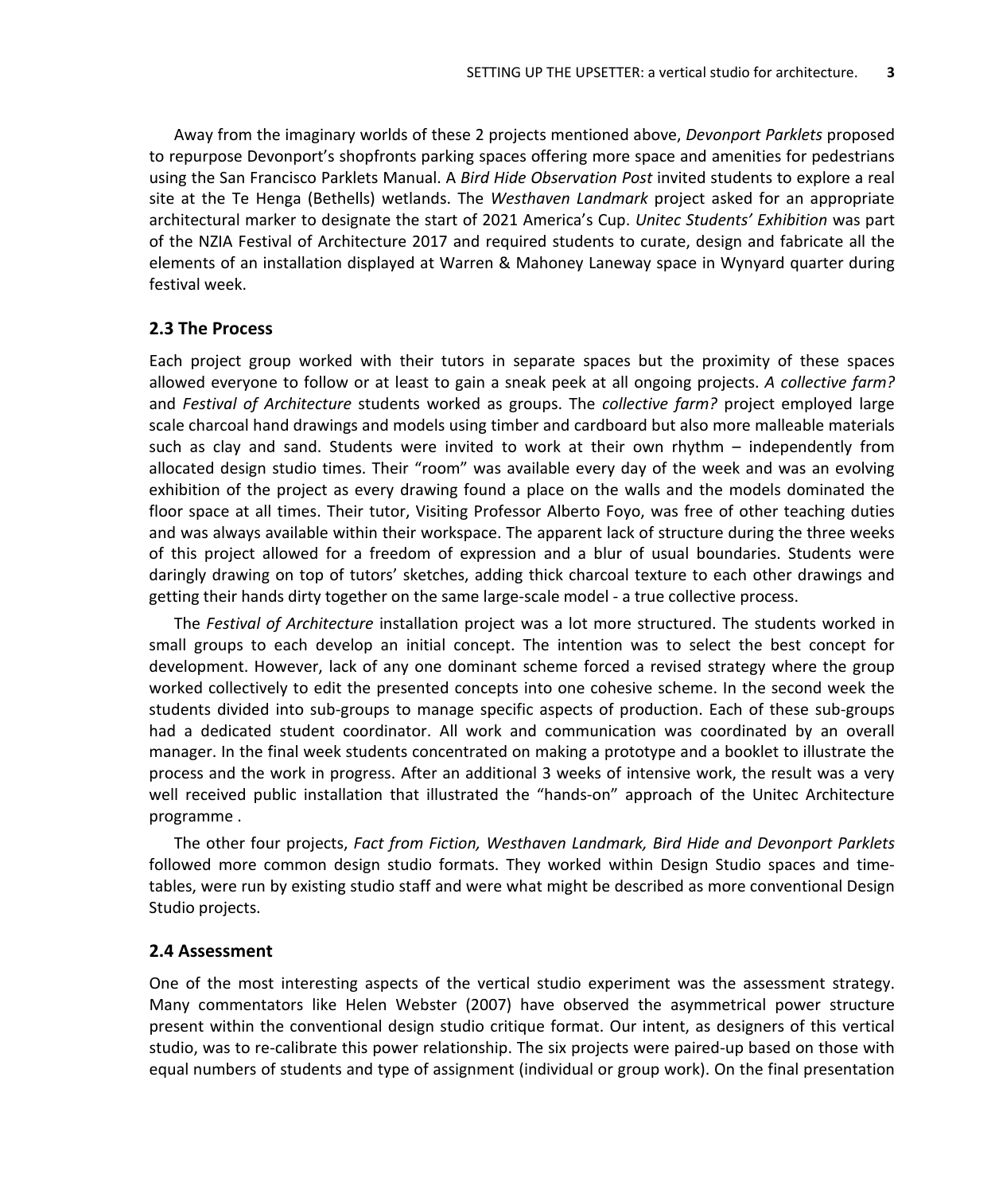Away from the imaginary worlds of these 2 projects mentioned above, *Devonport Parklets* proposed to repurpose Devonport's shopfronts parking spaces offering more space and amenities for pedestrians using the San Francisco Parklets Manual. A *Bird Hide Observation Post* invited students to explore a real site at the Te Henga (Bethells) wetlands. The *Westhaven Landmark* project asked for an appropriate architectural marker to designate the start of 2021 America's Cup. *Unitec Students' Exhibition* was part of the NZIA Festival of Architecture 2017 and required students to curate, design and fabricate all the elements of an installation displayed at Warren & Mahoney Laneway space in Wynyard quarter during festival week.

## 2.3 The Process

Each project group worked with their tutors in separate spaces but the proximity of these spaces allowed everyone to follow or at least to gain a sneak peek at all ongoing projects. *A collective farm?* and *Festival of Architecture* students worked as groups. The *collective farm?* project employed large scale charcoal hand drawings and models using timber and cardboard but also more malleable materials such as clay and sand. Students were invited to work at their own rhythm – independently from allocated design studio times. Their "room" was available every day of the week and was an evolving exhibition of the project as every drawing found a place on the walls and the models dominated the floor space at all times. Their tutor, Visiting Professor Alberto Foyo, was free of other teaching duties and was always available within their workspace. The apparent lack of structure during the three weeks of this project allowed for a freedom of expression and a blur of usual boundaries. Students were daringly drawing on top of tutors' sketches, adding thick charcoal texture to each other drawings and getting their hands dirty together on the same large-scale model - a true collective process.

The *Festival of Architecture* installation project was a lot more structured. The students worked in small groups to each develop an initial concept. The intention was to select the best concept for development. However, lack of any one dominant scheme forced a revised strategy where the group worked collectively to edit the presented concepts into one cohesive scheme. In the second week the students divided into sub-groups to manage specific aspects of production. Each of these sub-groups had a dedicated student coordinator. All work and communication was coordinated by an overall manager. In the final week students concentrated on making a prototype and a booklet to illustrate the process and the work in progress. After an additional 3 weeks of intensive work, the result was a very well received public installation that illustrated the "hands-on" approach of the Unitec Architecture programme .

The other four projects, *Fact from Fiction, Westhaven Landmark, Bird Hide and Devonport Parklets* followed more common design studio formats. They worked within Design Studio spaces and time-tables, were run by existing studio staff and were what might be described as more conventional Design Studio projects.

## 2.4 Assessment

One of the most interesting aspects of the vertical studio experiment was the assessment strategy. Many commentators like Helen Webster (2007) have observed the asymmetrical power structure present within the conventional design studio critique format. Our intent, as designers of this vertical studio, was to re-calibrate this power relationship. The six projects were paired-up based on those with equal numbers of students and type of assignment (individual or group work). On the final presentation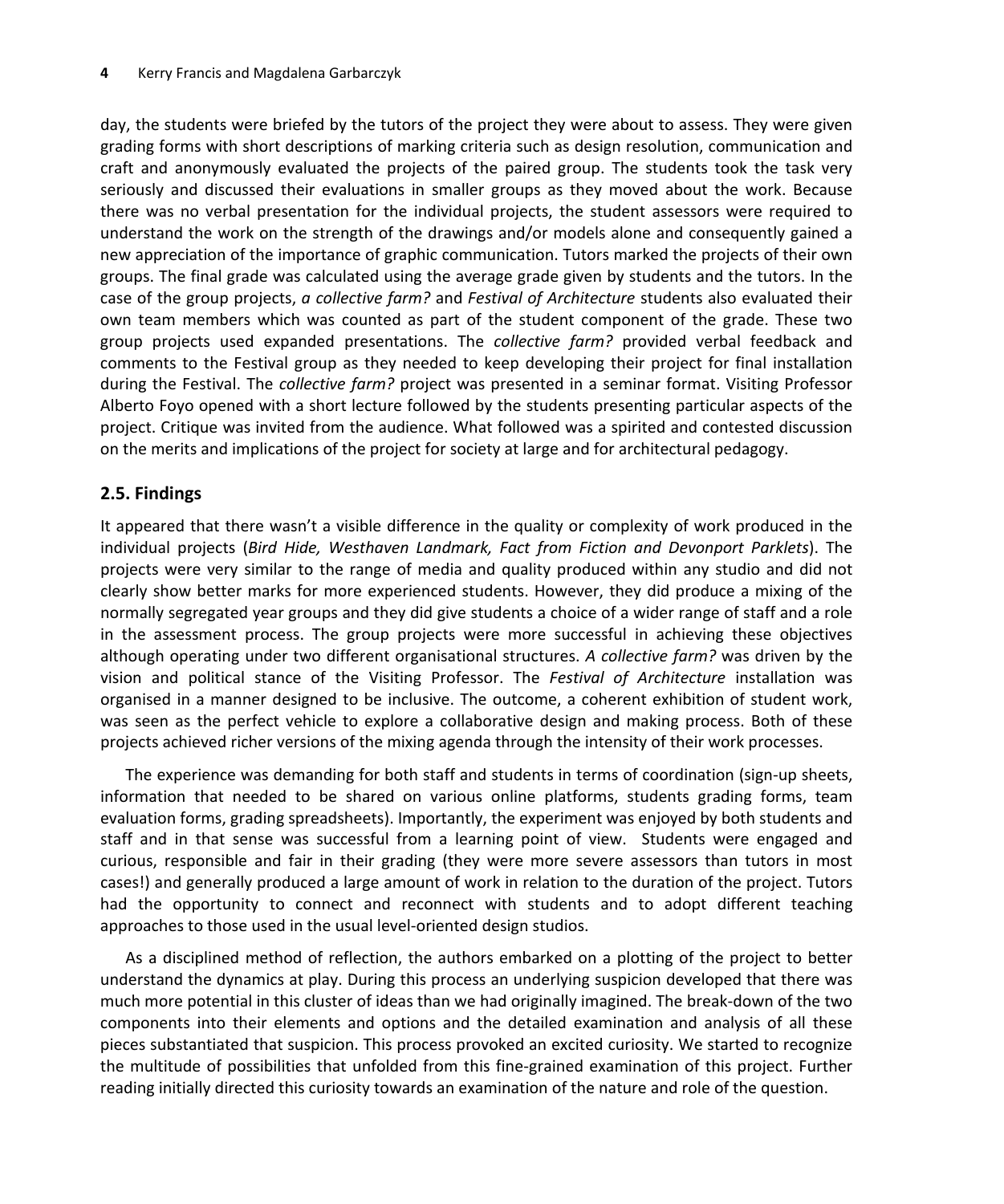day, the students were briefed by the tutors of the project they were about to assess. They were given grading forms with short descriptions of marking criteria such as design resolution, communication and craft and anonymously evaluated the projects of the paired group. The students took the task very seriously and discussed their evaluations in smaller groups as they moved about the work. Because there was no verbal presentation for the individual projects, the student assessors were required to understand the work on the strength of the drawings and/or models alone and consequently gained a new appreciation of the importance of graphic communication. Tutors marked the projects of their own groups. The final grade was calculated using the average grade given by students and the tutors. In the case of the group projects, *a collective farm?* and *Festival of Architecture* students also evaluated their own team members which was counted as part of the student component of the grade. These two group projects used expanded presentations. The *collective farm?* provided verbal feedback and comments to the Festival group as they needed to keep developing their project for final installation during the Festival. The *collective farm?* project was presented in a seminar format. Visiting Professor Alberto Foyo opened with a short lecture followed by the students presenting particular aspects of the project. Critique was invited from the audience. What followed was a spirited and contested discussion on the merits and implications of the project for society at large and for architectural pedagogy.

## 2.5. Findings

It appeared that there wasn't a visible difference in the quality or complexity of work produced in the individual projects (*Bird Hide, Westhaven Landmark, Fact from Fiction and Devonport Parklets*). The projects were very similar to the range of media and quality produced within any studio and did not clearly show better marks for more experienced students. However, they did produce a mixing of the normally segregated year groups and they did give students a choice of a wider range of staff and a role in the assessment process. The group projects were more successful in achieving these objectives although operating under two different organisational structures. *A collective farm?* was driven by the vision and political stance of the Visiting Professor. The *Festival of Architecture* installation was organised in a manner designed to be inclusive. The outcome, a coherent exhibition of student work, was seen as the perfect vehicle to explore a collaborative design and making process. Both of these projects achieved richer versions of the mixing agenda through the intensity of their work processes.

The experience was demanding for both staff and students in terms of coordination (sign-up sheets, information that needed to be shared on various online platforms, students grading forms, team evaluation forms, grading spreadsheets). Importantly, the experiment was enjoyed by both students and staff and in that sense was successful from a learning point of view. Students were engaged and curious, responsible and fair in their grading (they were more severe assessors than tutors in most cases!) and generally produced a large amount of work in relation to the duration of the project. Tutors had the opportunity to connect and reconnect with students and to adopt different teaching approaches to those used in the usual level-oriented design studios.

As a disciplined method of reflection, the authors embarked on a plotting of the project to better understand the dynamics at play. During this process an underlying suspicion developed that there was much more potential in this cluster of ideas than we had originally imagined. The break-down of the two components into their elements and options and the detailed examination and analysis of all these pieces substantiated that suspicion. This process provoked an excited curiosity. We started to recognize the multitude of possibilities that unfolded from this fine-grained examination of this project. Further reading initially directed this curiosity towards an examination of the nature and role of the question.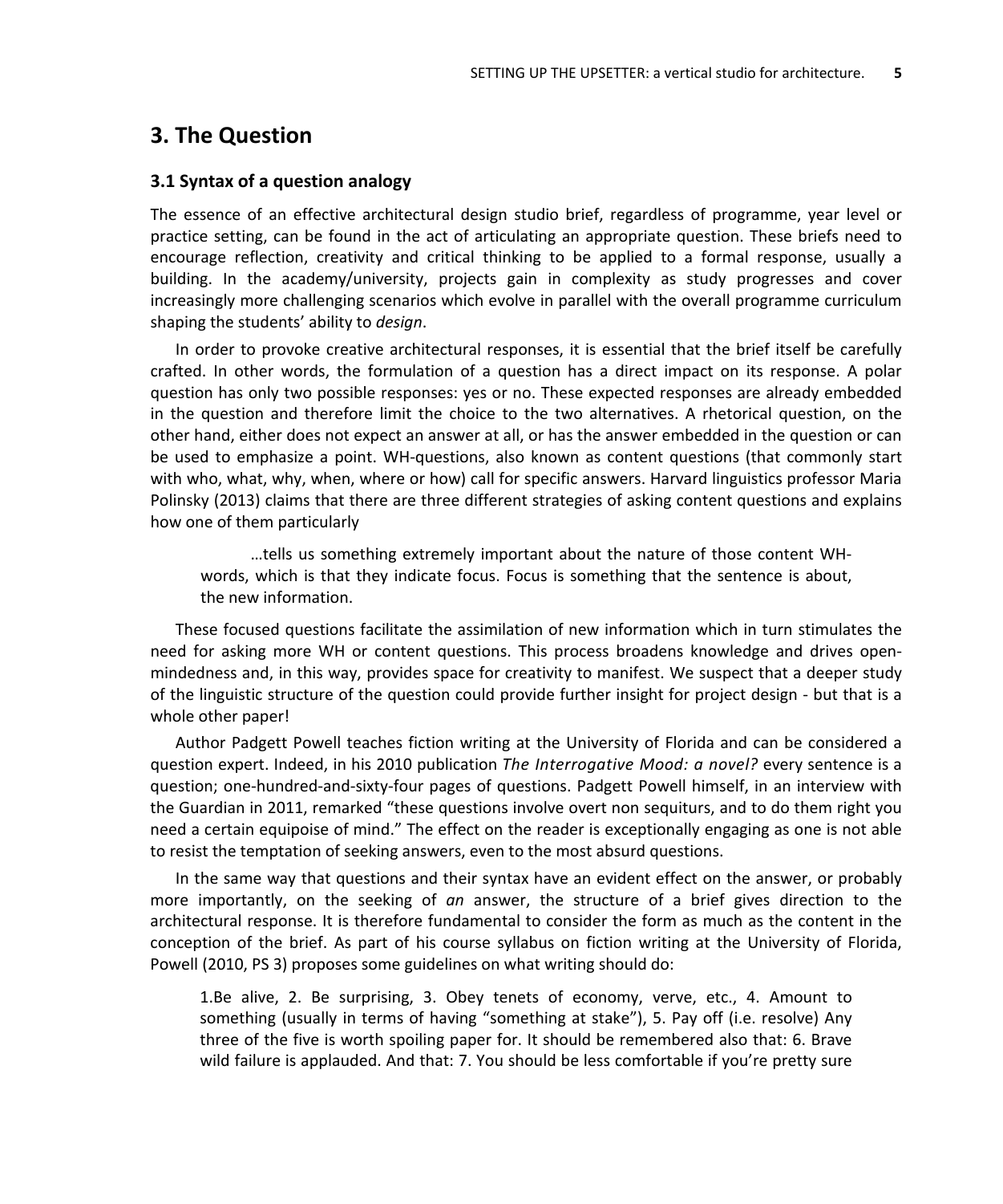# 3. The Question

## 3.1 Syntax of a question analogy

The essence of an effective architectural design studio brief, regardless of programme, year level or practice setting, can be found in the act of articulating an appropriate question. These briefs need to encourage reflection, creativity and critical thinking to be applied to a formal response, usually a building. In the academy/university, projects gain in complexity as study progresses and cover increasingly more challenging scenarios which evolve in parallel with the overall programme curriculum shaping the students' ability to *design*.

In order to provoke creative architectural responses, it is essential that the brief itself be carefully crafted. In other words, the formulation of a question has a direct impact on its response. A polar question has only two possible responses: yes or no. These expected responses are already embedded in the question and therefore limit the choice to the two alternatives. A rhetorical question, on the other hand, either does not expect an answer at all, or has the answer embedded in the question or can be used to emphasize a point. WH-questions, also known as content questions (that commonly start with who, what, why, when, where or how) call for specific answers. Harvard linguistics professor Maria Polinsky (2013) claims that there are three different strategies of asking content questions and explains how one of them particularly

> …tells us something extremely important about the nature of those content WH-words, which is that they indicate focus. Focus is something that the sentence is about, the new information.

These focused questions facilitate the assimilation of new information which in turn stimulates the need for asking more WH or content questions. This process broadens knowledge and drives open-mindedness and, in this way, provides space for creativity to manifest. We suspect that a deeper study of the linguistic structure of the question could provide further insight for project design - but that is a whole other paper!

Author Padgett Powell teaches fiction writing at the University of Florida and can be considered a question expert. Indeed, in his 2010 publication *The Interrogative Mood: a novel?* every sentence is a question; one-hundred-and-sixty-four pages of questions. Padgett Powell himself, in an interview with the Guardian in 2011, remarked "these questions involve overt non sequiturs, and to do them right you need a certain equipoise of mind." The effect on the reader is exceptionally engaging as one is not able to resist the temptation of seeking answers, even to the most absurd questions.

In the same way that questions and their syntax have an evident effect on the answer, or probably more importantly, on the seeking of *an* answer, the structure of a brief gives direction to the architectural response. It is therefore fundamental to consider the form as much as the content in the conception of the brief. As part of his course syllabus on fiction writing at the University of Florida, Powell (2010, PS 3) proposes some guidelines on what writing should do:

> 1.Be alive, 2. Be surprising, 3. Obey tenets of economy, verve, etc., 4. Amount to something (usually in terms of having "something at stake"), 5. Pay off (i.e. resolve) Any three of the five is worth spoiling paper for. It should be remembered also that: 6. Brave wild failure is applauded. And that: 7. You should be less comfortable if you're pretty sure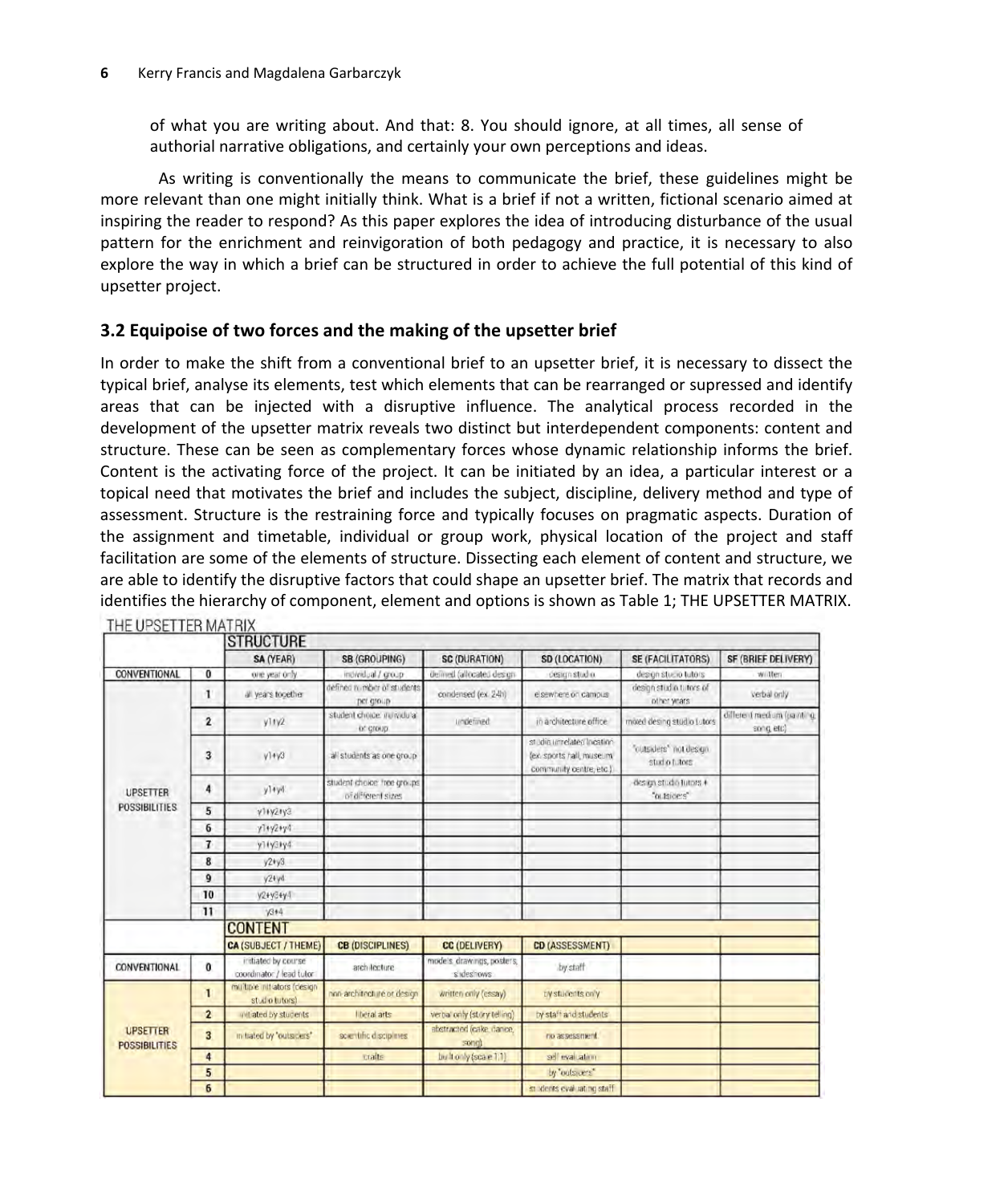of what you are writing about. And that: 8. You should ignore, at all times, all sense of authorial narrative obligations, and certainly your own perceptions and ideas.

As writing is conventionally the means to communicate the brief, these guidelines might be more relevant than one might initially think. What is a brief if not a written, fictional scenario aimed at inspiring the reader to respond? As this paper explores the idea of introducing disturbance of the usual pattern for the enrichment and reinvigoration of both pedagogy and practice, it is necessary to also explore the way in which a brief can be structured in order to achieve the full potential of this kind of upsetter project.

### 3.2 Equipoise of two forces and the making of the upsetter brief

In order to make the shift from a conventional brief to an upsetter brief, it is necessary to dissect the typical brief, analyse its elements, test which elements that can be rearranged or supressed and identify areas that can be injected with a disruptive influence. The analytical process recorded in the development of the upsetter matrix reveals two distinct but interdependent components: content and structure. These can be seen as complementary forces whose dynamic relationship informs the brief. Content is the activating force of the project. It can be initiated by an idea, a particular interest or a topical need that motivates the brief and includes the subject, discipline, delivery method and type of assessment. Structure is the restraining force and typically focuses on pragmatic aspects. Duration of the assignment and timetable, individual or group work, physical location of the project and staff facilitation are some of the elements of structure. Dissecting each element of content and structure, we are able to identify the disruptive factors that could shape an upsetter brief. The matrix that records and identifies the hierarchy of component, element and options is shown as Table 1; THE UPSETTER MATRIX.

THE UPSETTER MATRIX

| | | STRUCTURE | | | | | |
|---|---|---|---|---|---|---|---|
| | | SA (YEAR) | SB (GROUPING) | SC (DURATION) | SD (LOCATION) | SE (FACILITATORS) | SF (BRIEF DELIVERY) |
| CONVENTIONAL | 0 | one year only | individual / group | defined (allocated design | design studio | design studio tutors | written |
| UPSETTER POSSIBILITIES | 1 | all years together | defined number of students per group | condensed (ex. 24h) | elsewhere on campus | design studio tutors of other years | verbal only |
| | 2 | y1+y2 | student choice: individual or group | undefined | in architecture office | mixed desing studio tutors | different medium (painting, song, etc) |
| | 3 | y1+y3 | all students as one group | | studio unrelated location (ex. sports hall, museum, community centre, etc.) | "outsiders" not design studio tutors | |
| | 4 | y1+y4 | student choice: free groups of different sizes | | | design studio tutors + "outsiders" | |
| | 5 | y1+y2+y3 | | | | | |
| | 6 | y1+y2+y4 | | | | | |
| | 7 | y1+y3+y4 | | | | | |
| | 8 | y2+y3 | | | | | |
| | 9 | y2+y4 | | | | | |
| | 10 | y2+y3+y4 | | | | | |
| | 11 | y3+4 | | | | | |
| | | CONTENT | | | | | |
| | | CA (SUBJECT / THEME) | CB (DISCIPLINES) | CC (DELIVERY) | CD (ASSESSMENT) | | |
| CONVENTIONAL | 0 | initiated by course coordinator / lead tutor | architecture | models, drawings, posters, slideshows | by staff | | |
| UPSETTER POSSIBILITIES | 1 | multiple initiators (design studio tutors) | non architecture or design | written only (essay) | by students only | | |
| | 2 | initiated by students | liberal arts | verbal only (story telling) | by staff and students | | |
| | 3 | initiated by "outsiders" | scientific disciplines | abstracted (cake, dance, song) | no assessment | | |
| | 4 | | crafts | built only (scale 1:1) | self evaluation | | |
| | 5 | | | | by "outsiders" | | |
| | 6 | | | | students evaluating staff | | |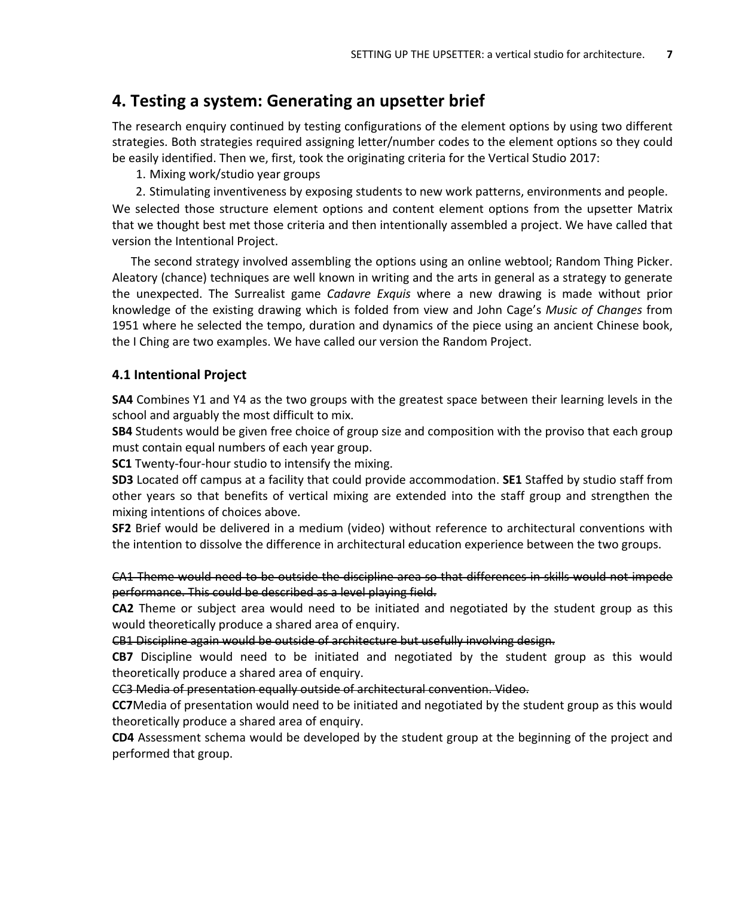## 4. Testing a system: Generating an upsetter brief

The research enquiry continued by testing configurations of the element options by using two different strategies. Both strategies required assigning letter/number codes to the element options so they could be easily identified. Then we, first, took the originating criteria for the Vertical Studio 2017:

1. Mixing work/studio year groups
2. Stimulating inventiveness by exposing students to new work patterns, environments and people.

We selected those structure element options and content element options from the upsetter Matrix that we thought best met those criteria and then intentionally assembled a project. We have called that version the Intentional Project.

The second strategy involved assembling the options using an online webtool; Random Thing Picker. Aleatory (chance) techniques are well known in writing and the arts in general as a strategy to generate the unexpected. The Surrealist game *Cadavre Exquis* where a new drawing is made without prior knowledge of the existing drawing which is folded from view and John Cage's *Music of Changes* from 1951 where he selected the tempo, duration and dynamics of the piece using an ancient Chinese book, the I Ching are two examples. We have called our version the Random Project.

### 4.1 Intentional Project

**SA4** Combines Y1 and Y4 as the two groups with the greatest space between their learning levels in the school and arguably the most difficult to mix.
**SB4** Students would be given free choice of group size and composition with the proviso that each group must contain equal numbers of each year group.
**SC1** Twenty-four-hour studio to intensify the mixing.
**SD3** Located off campus at a facility that could provide accommodation. **SE1** Staffed by studio staff from other years so that benefits of vertical mixing are extended into the staff group and strengthen the mixing intentions of choices above.
**SF2** Brief would be delivered in a medium (video) without reference to architectural conventions with the intention to dissolve the difference in architectural education experience between the two groups.

~~CA1 Theme would need to be outside the discipline area so that differences in skills would not impede performance. This could be described as a level playing field.~~
**CA2** Theme or subject area would need to be initiated and negotiated by the student group as this would theoretically produce a shared area of enquiry.
~~CB1 Discipline again would be outside of architecture but usefully involving design.~~
**CB7** Discipline would need to be initiated and negotiated by the student group as this would theoretically produce a shared area of enquiry.
~~CC3 Media of presentation equally outside of architectural convention. Video.~~
**CC7**Media of presentation would need to be initiated and negotiated by the student group as this would theoretically produce a shared area of enquiry.
**CD4** Assessment schema would be developed by the student group at the beginning of the project and performed that group.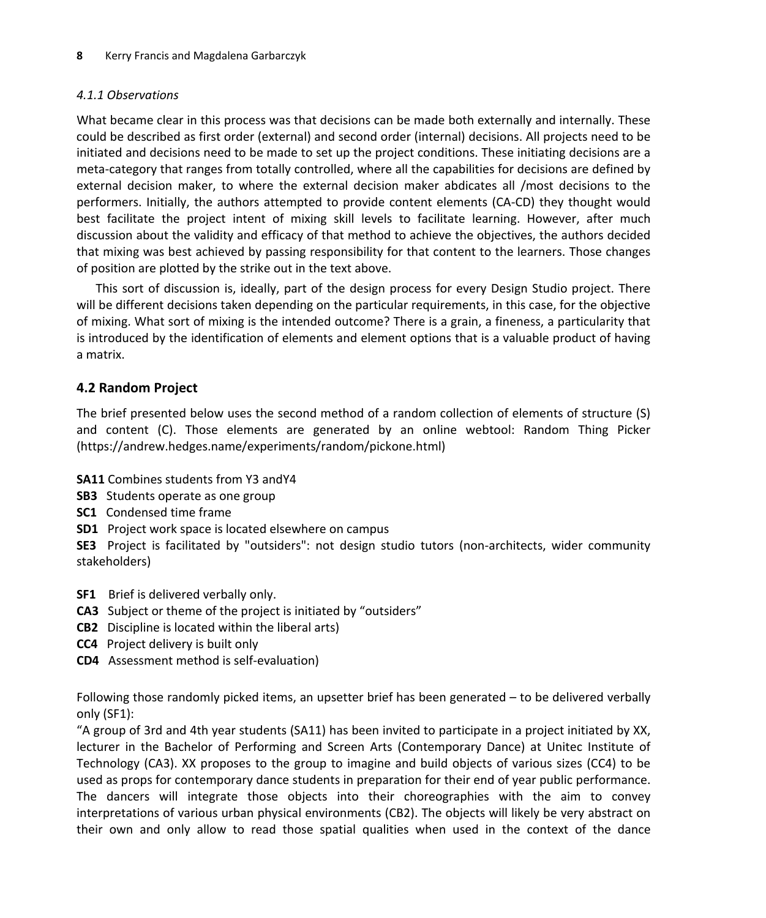#### 4.1.1 Observations

What became clear in this process was that decisions can be made both externally and internally. These could be described as first order (external) and second order (internal) decisions. All projects need to be initiated and decisions need to be made to set up the project conditions. These initiating decisions are a meta-category that ranges from totally controlled, where all the capabilities for decisions are defined by external decision maker, to where the external decision maker abdicates all /most decisions to the performers. Initially, the authors attempted to provide content elements (CA-CD) they thought would best facilitate the project intent of mixing skill levels to facilitate learning. However, after much discussion about the validity and efficacy of that method to achieve the objectives, the authors decided that mixing was best achieved by passing responsibility for that content to the learners. Those changes of position are plotted by the strike out in the text above.

This sort of discussion is, ideally, part of the design process for every Design Studio project. There will be different decisions taken depending on the particular requirements, in this case, for the objective of mixing. What sort of mixing is the intended outcome? There is a grain, a fineness, a particularity that is introduced by the identification of elements and element options that is a valuable product of having a matrix.

### 4.2 Random Project

The brief presented below uses the second method of a random collection of elements of structure (S) and content (C). Those elements are generated by an online webtool: Random Thing Picker (https://andrew.hedges.name/experiments/random/pickone.html)

**SA11** Combines students from Y3 andY4  
**SB3** Students operate as one group  
**SC1** Condensed time frame  
**SD1** Project work space is located elsewhere on campus  
**SE3** Project is facilitated by "outsiders": not design studio tutors (non-architects, wider community stakeholders)

**SF1** Brief is delivered verbally only.  
**CA3** Subject or theme of the project is initiated by "outsiders"  
**CB2** Discipline is located within the liberal arts)  
**CC4** Project delivery is built only  
**CD4** Assessment method is self-evaluation)

Following those randomly picked items, an upsetter brief has been generated – to be delivered verbally only (SF1):  
"A group of 3rd and 4th year students (SA11) has been invited to participate in a project initiated by XX, lecturer in the Bachelor of Performing and Screen Arts (Contemporary Dance) at Unitec Institute of Technology (CA3). XX proposes to the group to imagine and build objects of various sizes (CC4) to be used as props for contemporary dance students in preparation for their end of year public performance. The dancers will integrate those objects into their choreographies with the aim to convey interpretations of various urban physical environments (CB2). The objects will likely be very abstract on their own and only allow to read those spatial qualities when used in the context of the dance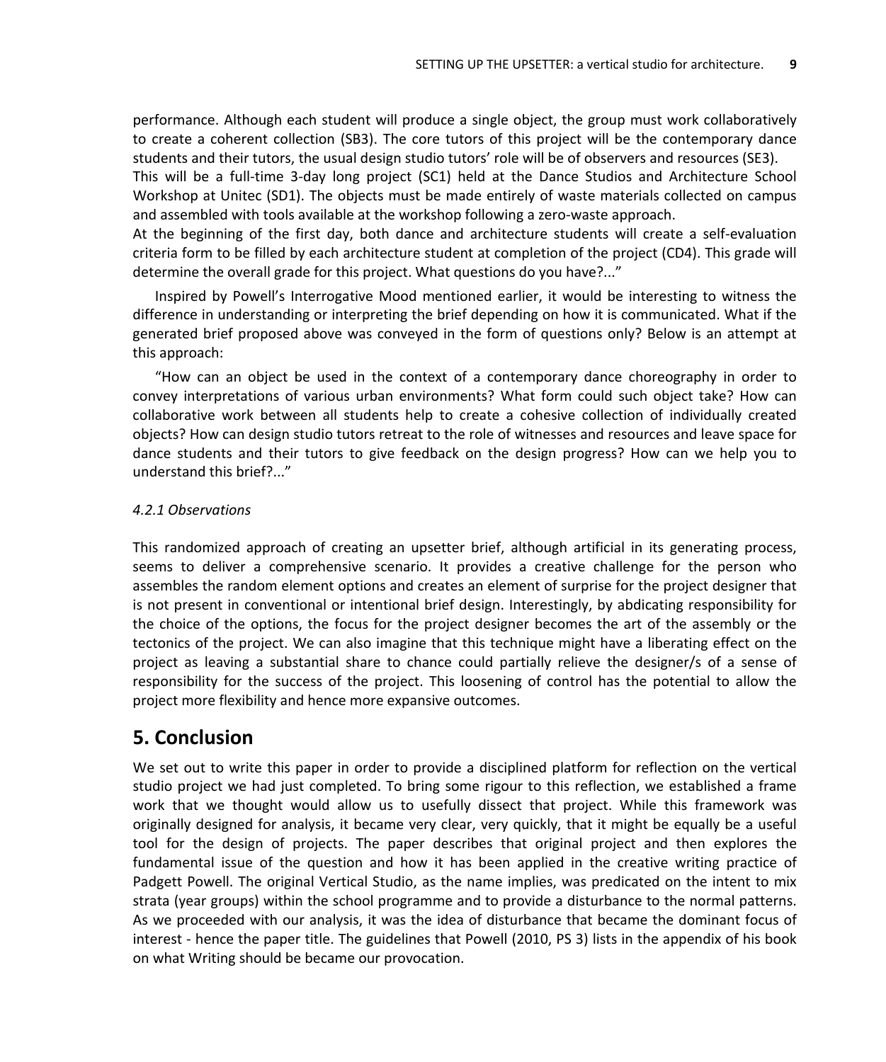performance. Although each student will produce a single object, the group must work collaboratively to create a coherent collection (SB3). The core tutors of this project will be the contemporary dance students and their tutors, the usual design studio tutors' role will be of observers and resources (SE3).
This will be a full-time 3-day long project (SC1) held at the Dance Studios and Architecture School Workshop at Unitec (SD1). The objects must be made entirely of waste materials collected on campus and assembled with tools available at the workshop following a zero-waste approach.
At the beginning of the first day, both dance and architecture students will create a self-evaluation criteria form to be filled by each architecture student at completion of the project (CD4). This grade will determine the overall grade for this project. What questions do you have?..."

Inspired by Powell's Interrogative Mood mentioned earlier, it would be interesting to witness the difference in understanding or interpreting the brief depending on how it is communicated. What if the generated brief proposed above was conveyed in the form of questions only? Below is an attempt at this approach:

"How can an object be used in the context of a contemporary dance choreography in order to convey interpretations of various urban environments? What form could such object take? How can collaborative work between all students help to create a cohesive collection of individually created objects? How can design studio tutors retreat to the role of witnesses and resources and leave space for dance students and their tutors to give feedback on the design progress? How can we help you to understand this brief?..."

### *4.2.1 Observations*

This randomized approach of creating an upsetter brief, although artificial in its generating process, seems to deliver a comprehensive scenario. It provides a creative challenge for the person who assembles the random element options and creates an element of surprise for the project designer that is not present in conventional or intentional brief design. Interestingly, by abdicating responsibility for the choice of the options, the focus for the project designer becomes the art of the assembly or the tectonics of the project. We can also imagine that this technique might have a liberating effect on the project as leaving a substantial share to chance could partially relieve the designer/s of a sense of responsibility for the success of the project. This loosening of control has the potential to allow the project more flexibility and hence more expansive outcomes.

## 5. Conclusion

We set out to write this paper in order to provide a disciplined platform for reflection on the vertical studio project we had just completed. To bring some rigour to this reflection, we established a frame work that we thought would allow us to usefully dissect that project. While this framework was originally designed for analysis, it became very clear, very quickly, that it might be equally be a useful tool for the design of projects. The paper describes that original project and then explores the fundamental issue of the question and how it has been applied in the creative writing practice of Padgett Powell. The original Vertical Studio, as the name implies, was predicated on the intent to mix strata (year groups) within the school programme and to provide a disturbance to the normal patterns. As we proceeded with our analysis, it was the idea of disturbance that became the dominant focus of interest - hence the paper title. The guidelines that Powell (2010, PS 3) lists in the appendix of his book on what Writing should be became our provocation.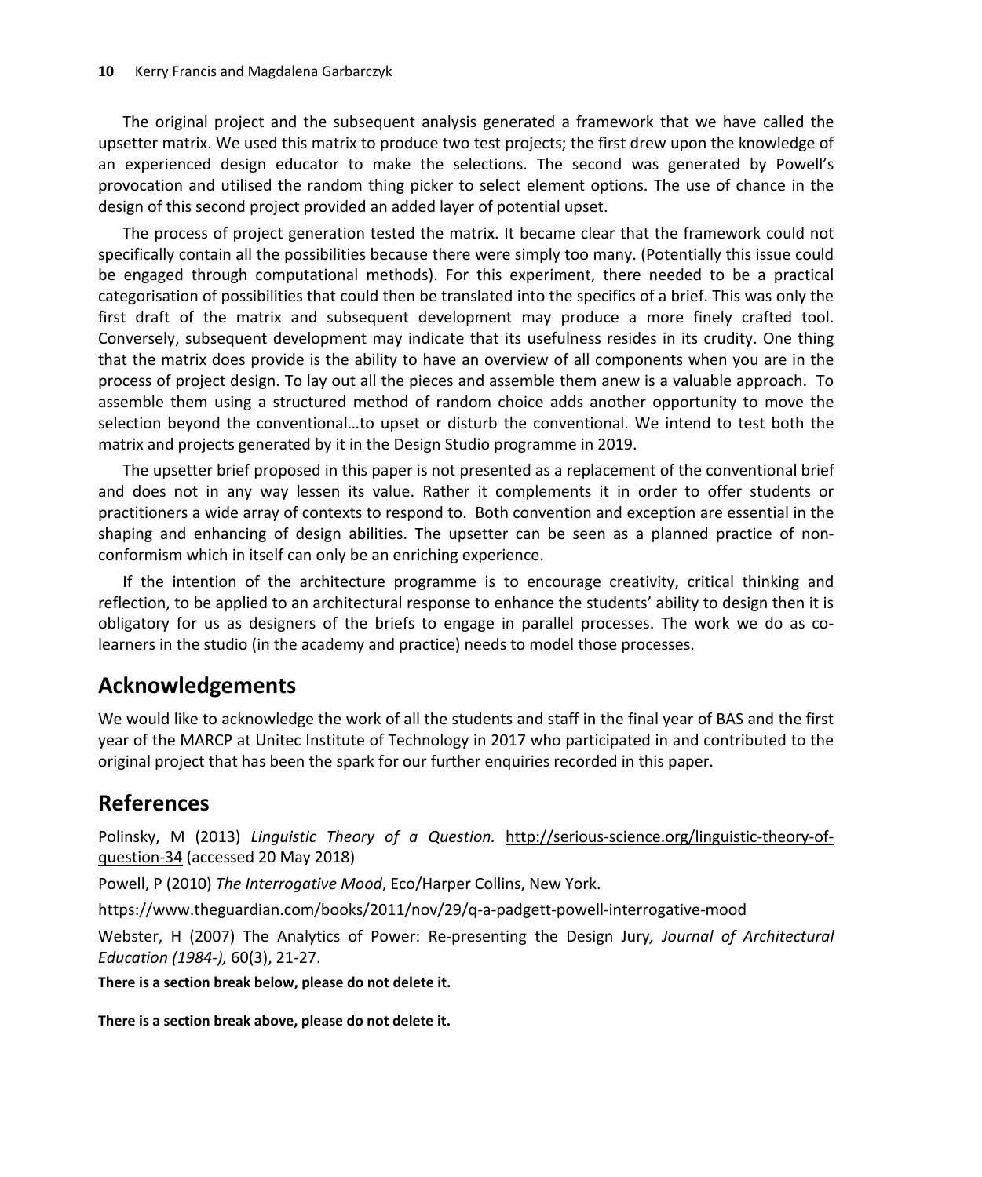The original project and the subsequent analysis generated a framework that we have called the upsetter matrix. We used this matrix to produce two test projects; the first drew upon the knowledge of an experienced design educator to make the selections. The second was generated by Powell's provocation and utilised the random thing picker to select element options. The use of chance in the design of this second project provided an added layer of potential upset.

The process of project generation tested the matrix. It became clear that the framework could not specifically contain all the possibilities because there were simply too many. (Potentially this issue could be engaged through computational methods). For this experiment, there needed to be a practical categorisation of possibilities that could then be translated into the specifics of a brief. This was only the first draft of the matrix and subsequent development may produce a more finely crafted tool. Conversely, subsequent development may indicate that its usefulness resides in its crudity. One thing that the matrix does provide is the ability to have an overview of all components when you are in the process of project design. To lay out all the pieces and assemble them anew is a valuable approach. To assemble them using a structured method of random choice adds another opportunity to move the selection beyond the conventional…to upset or disturb the conventional. We intend to test both the matrix and projects generated by it in the Design Studio programme in 2019.

The upsetter brief proposed in this paper is not presented as a replacement of the conventional brief and does not in any way lessen its value. Rather it complements it in order to offer students or practitioners a wide array of contexts to respond to. Both convention and exception are essential in the shaping and enhancing of design abilities. The upsetter can be seen as a planned practice of non-conformism which in itself can only be an enriching experience.

If the intention of the architecture programme is to encourage creativity, critical thinking and reflection, to be applied to an architectural response to enhance the students' ability to design then it is obligatory for us as designers of the briefs to engage in parallel processes. The work we do as co-learners in the studio (in the academy and practice) needs to model those processes.

## Acknowledgements

We would like to acknowledge the work of all the students and staff in the final year of BAS and the first year of the MARCP at Unitec Institute of Technology in 2017 who participated in and contributed to the original project that has been the spark for our further enquiries recorded in this paper.

## References

Polinsky, M (2013) *Linguistic Theory of a Question.* http://serious-science.org/linguistic-theory-of-question-34 (accessed 20 May 2018)

Powell, P (2010) *The Interrogative Mood*, Eco/Harper Collins, New York.

https://www.theguardian.com/books/2011/nov/29/q-a-padgett-powell-interrogative-mood

Webster, H (2007) The Analytics of Power: Re-presenting the Design Jury*, Journal of Architectural Education (1984-),* 60(3), 21-27.

**There is a section break below, please do not delete it.**

**There is a section break above, please do not delete it.**